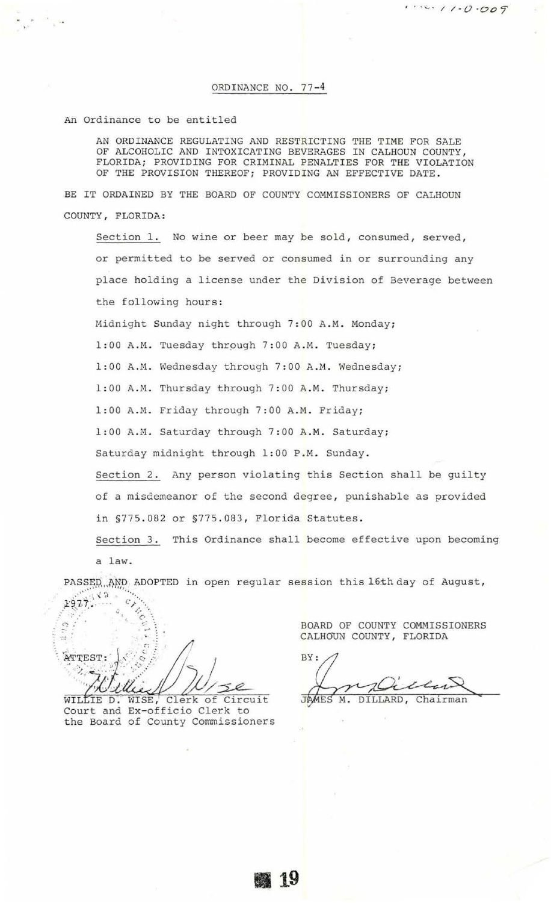## ORDINANCE NO. 77-4

An Ordinance to be entitled

AN ORDINANCE REGULATING AND RESTRICTING THE TIME FOR SALE OF ALCOHOLIC AND INTOXICATING BEVERAGES IN CALHOUN COUNTY, FLORIDA; PROVIDING FOR CRIMINAL PENALTIES FOR THE VIOLATION OF THE PROVISION THEREOF; PROVIDING AN EFFECTIVE DATE.

BE IT ORDAINED BY THE BOARD OF COUNTY COMMISSIONERS OF CALHOUN COUNTY, FLORIDA:

Section 1. No wine or beer may be sold, consumed, served, or permitted to be served or consumed in or surrounding any place holding a license under the Division of Beverage between the following hours:

Midnight Sunday night through 7:00 A.M. Monday;

1:00 A.M. Tuesday through 7:00 A.M. Tuesday;

1:00 A.M. Wednesday through 7:00 A.M. Wednesday;

1:00 A.M. Thursday through 7:00 A.M. Thursday;

1:00 A.M. Friday through 7:00 A.M. Friday;

1:00 A.M. Saturday through 7:00 A.M. Saturday;

Saturday midnight through 1:00 P.M. Sunday.

Section 2. Any person violating this Section shall be guilty of a misdemeanor of the second degree, punishable as provided in §775.082 or §775.083, Florida Statutes.

Section 3. This Ordinance shall become effective upon becoming a law.

PASSED AND ADOPTED in open regular session this 16th day of August, 1977.

ATTEST:

WILLIE D. WISE, Clerk of Circuit Court and Ex-officio Clerk to the Board of County Commissioners

BOARD OF COUNTY COMMISSIONERS
CALHOUN COUNTY, FLORIDA

BY:

JAMES M. DILLARD, Chairman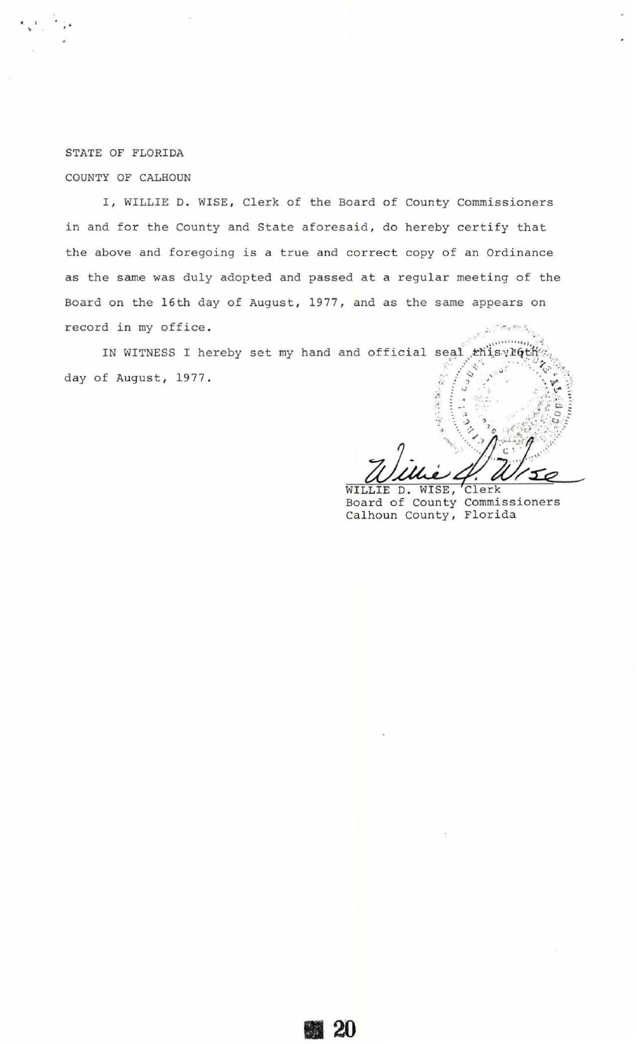STATE OF FLORIDA

COUNTY OF CALHOUN

I, WILLIE D. WISE, Clerk of the Board of County Commissioners in and for the County and State aforesaid, do hereby certify that the above and foregoing is a true and correct copy of an Ordinance as the same was duly adopted and passed at a regular meeting of the Board on the 16th day of August, 1977, and as the same appears on record in my office.

IN WITNESS I hereby set my hand and official seal this 16th day of August, 1977.

Willie D. Wise

WILLIE D. WISE, Clerk
Board of County Commissioners
Calhoun County, Florida